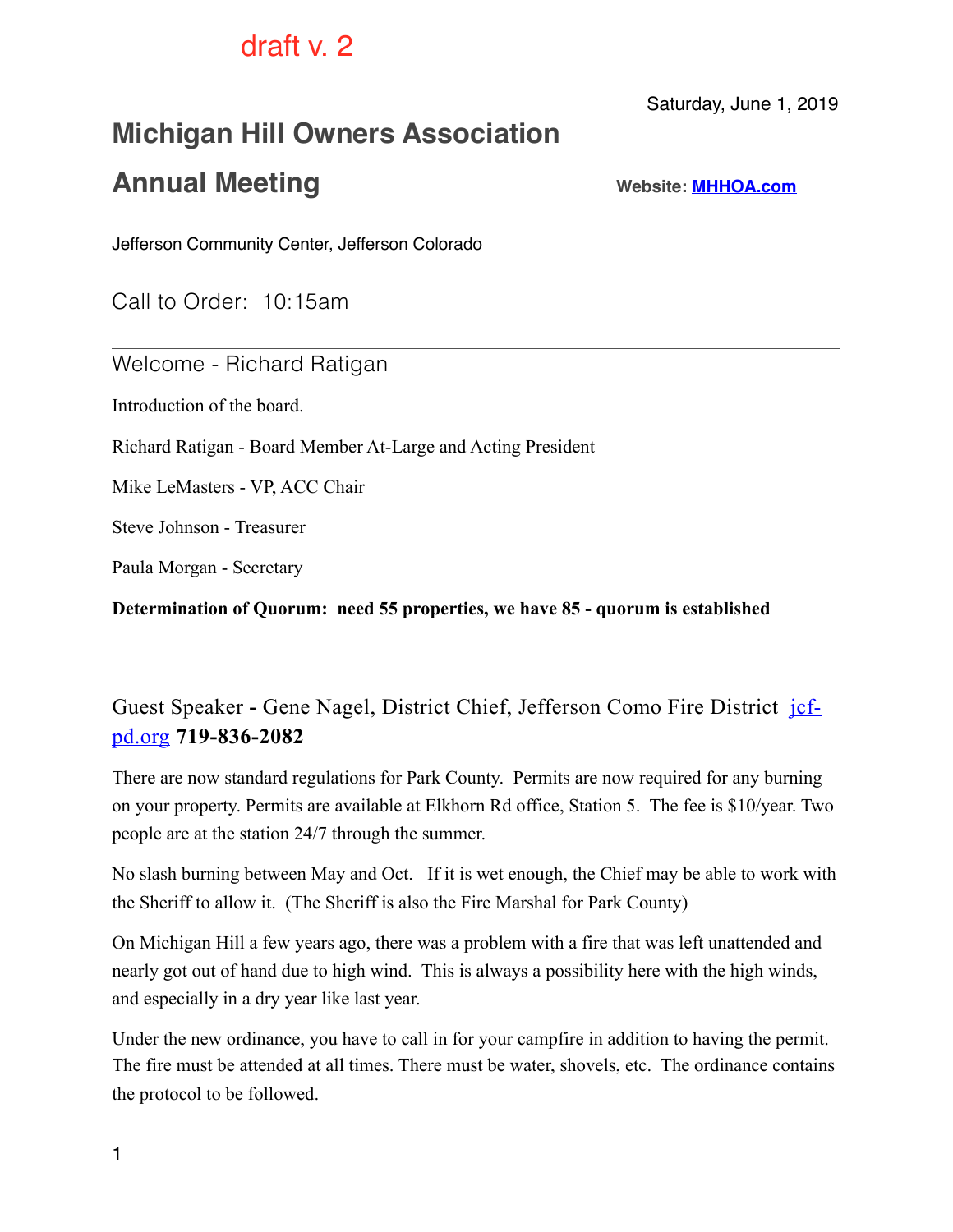draft v. 2

Saturday, June 1, 2019

# Michigan Hill Owners Association

# Annual Meeting

**Website: [MHHOA.com](MHHOA.com)**

Jefferson Community Center, Jefferson Colorado

---

## Call to Order: 10:15am

---

## Welcome - Richard Ratigan

Introduction of the board.

Richard Ratigan - Board Member At-Large and Acting President

Mike LeMasters - VP, ACC Chair

Steve Johnson - Treasurer

Paula Morgan - Secretary

**Determination of Quorum: need 55 properties, we have 85 - quorum is established**

---

## Guest Speaker - Gene Nagel, District Chief, Jefferson Como Fire District [jcf-pd.org](jcf-pd.org) **719-836-2082**

There are now standard regulations for Park County. Permits are now required for any burning on your property. Permits are available at Elkhorn Rd office, Station 5. The fee is $10/year. Two people are at the station 24/7 through the summer.

No slash burning between May and Oct. If it is wet enough, the Chief may be able to work with the Sheriff to allow it. (The Sheriff is also the Fire Marshal for Park County)

On Michigan Hill a few years ago, there was a problem with a fire that was left unattended and nearly got out of hand due to high wind. This is always a possibility here with the high winds, and especially in a dry year like last year.

Under the new ordinance, you have to call in for your campfire in addition to having the permit. The fire must be attended at all times. There must be water, shovels, etc. The ordinance contains the protocol to be followed.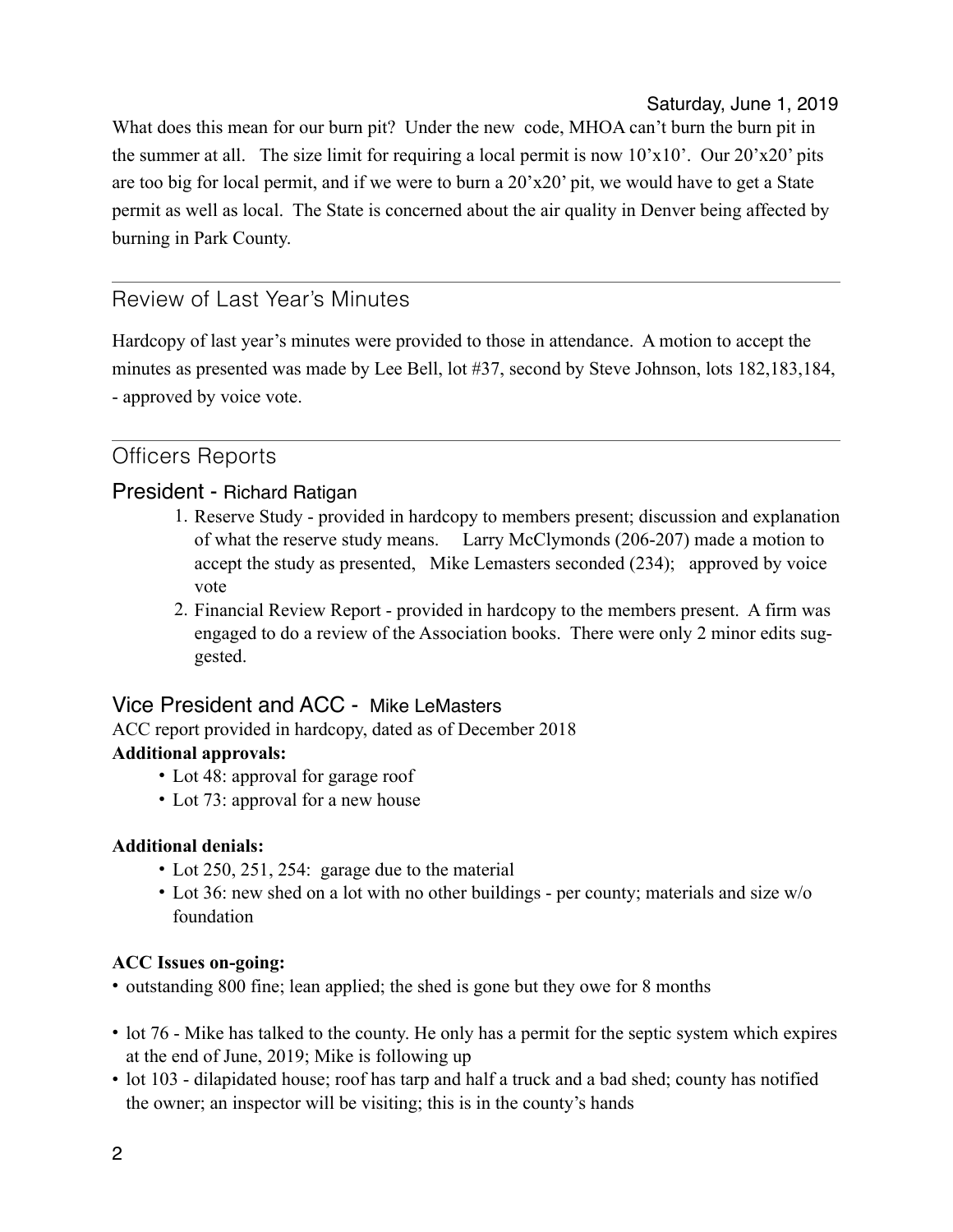What does this mean for our burn pit? Under the new code, MHOA can't burn the burn pit in the summer at all. The size limit for requiring a local permit is now 10'x10'. Our 20'x20' pits are too big for local permit, and if we were to burn a 20'x20' pit, we would have to get a State permit as well as local. The State is concerned about the air quality in Denver being affected by burning in Park County.

---

## Review of Last Year's Minutes

Hardcopy of last year's minutes were provided to those in attendance. A motion to accept the minutes as presented was made by Lee Bell, lot #37, second by Steve Johnson, lots 182,183,184, - approved by voice vote.

---

## Officers Reports

### President - Richard Ratigan

1. Reserve Study - provided in hardcopy to members present; discussion and explanation of what the reserve study means. Larry McClymonds (206-207) made a motion to accept the study as presented, Mike Lemasters seconded (234); approved by voice vote
2. Financial Review Report - provided in hardcopy to the members present. A firm was engaged to do a review of the Association books. There were only 2 minor edits suggested.

### Vice President and ACC - Mike LeMasters

ACC report provided in hardcopy, dated as of December 2018

**Additional approvals:**

- Lot 48: approval for garage roof
- Lot 73: approval for a new house

**Additional denials:**

- Lot 250, 251, 254: garage due to the material
- Lot 36: new shed on a lot with no other buildings - per county; materials and size w/o foundation

**ACC Issues on-going:**

- outstanding 800 fine; lean applied; the shed is gone but they owe for 8 months
- lot 76 - Mike has talked to the county. He only has a permit for the septic system which expires at the end of June, 2019; Mike is following up
- lot 103 - dilapidated house; roof has tarp and half a truck and a bad shed; county has notified the owner; an inspector will be visiting; this is in the county's hands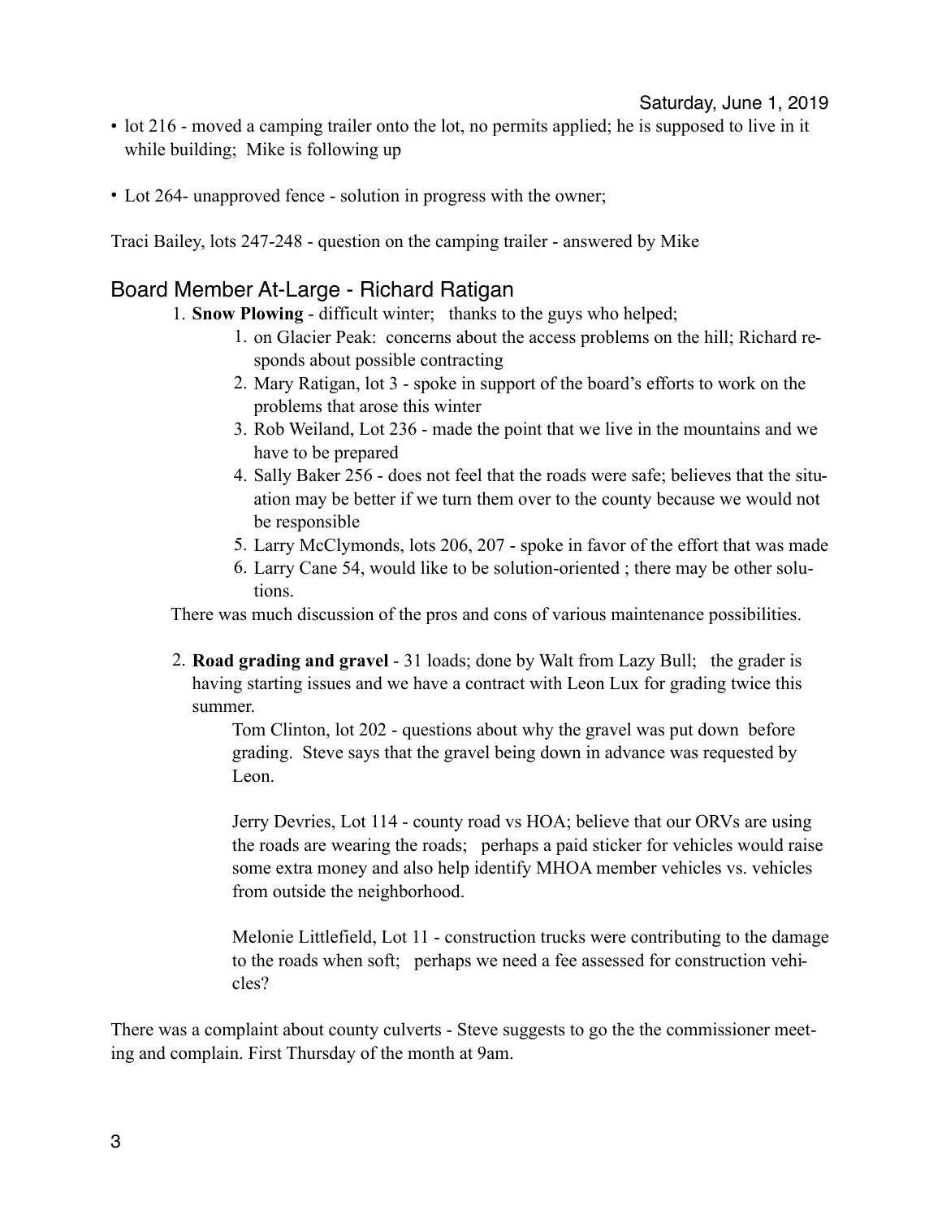Saturday, June 1, 2019

- lot 216 - moved a camping trailer onto the lot, no permits applied; he is supposed to live in it while building; Mike is following up
- Lot 264- unapproved fence - solution in progress with the owner;

Traci Bailey, lots 247-248 - question on the camping trailer - answered by Mike

## Board Member At-Large - Richard Ratigan

1. **Snow Plowing** - difficult winter; thanks to the guys who helped;
    1. on Glacier Peak: concerns about the access problems on the hill; Richard responds about possible contracting
    2. Mary Ratigan, lot 3 - spoke in support of the board's efforts to work on the problems that arose this winter
    3. Rob Weiland, Lot 236 - made the point that we live in the mountains and we have to be prepared
    4. Sally Baker 256 - does not feel that the roads were safe; believes that the situation may be better if we turn them over to the county because we would not be responsible
    5. Larry McClymonds, lots 206, 207 - spoke in favor of the effort that was made
    6. Larry Cane 54, would like to be solution-oriented ; there may be other solutions.

   There was much discussion of the pros and cons of various maintenance possibilities.

2. **Road grading and gravel** - 31 loads; done by Walt from Lazy Bull; the grader is having starting issues and we have a contract with Leon Lux for grading twice this summer.

    Tom Clinton, lot 202 - questions about why the gravel was put down before grading. Steve says that the gravel being down in advance was requested by Leon.

    Jerry Devries, Lot 114 - county road vs HOA; believe that our ORVs are using the roads are wearing the roads; perhaps a paid sticker for vehicles would raise some extra money and also help identify MHOA member vehicles vs. vehicles from outside the neighborhood.

    Melonie Littlefield, Lot 11 - construction trucks were contributing to the damage to the roads when soft; perhaps we need a fee assessed for construction vehicles?

There was a complaint about county culverts - Steve suggests to go the the commissioner meeting and complain. First Thursday of the month at 9am.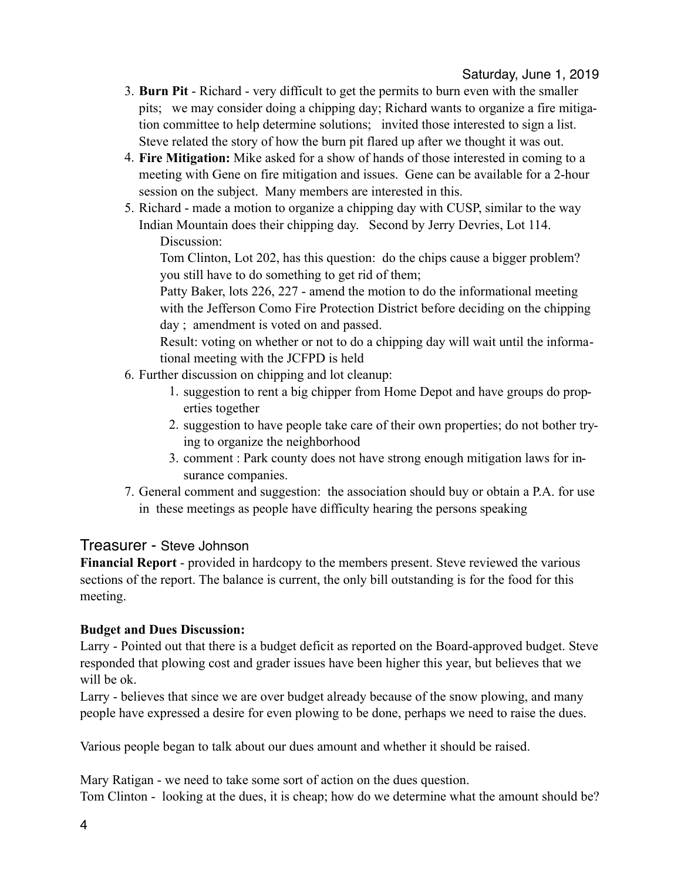3. **Burn Pit** - Richard - very difficult to get the permits to burn even with the smaller pits;  we may consider doing a chipping day; Richard wants to organize a fire mitigation committee to help determine solutions;  invited those interested to sign a list. Steve related the story of how the burn pit flared up after we thought it was out.
4. **Fire Mitigation:** Mike asked for a show of hands of those interested in coming to a meeting with Gene on fire mitigation and issues. Gene can be available for a 2-hour session on the subject. Many members are interested in this.
5. Richard - made a motion to organize a chipping day with CUSP, similar to the way Indian Mountain does their chipping day.  Second by Jerry Devries, Lot 114.

   Discussion:

   Tom Clinton, Lot 202, has this question: do the chips cause a bigger problem? you still have to do something to get rid of them;

   Patty Baker, lots 226, 227 - amend the motion to do the informational meeting with the Jefferson Como Fire Protection District before deciding on the chipping day ; amendment is voted on and passed.

   Result: voting on whether or not to do a chipping day will wait until the informational meeting with the JCFPD is held
6. Further discussion on chipping and lot cleanup:
   1. suggestion to rent a big chipper from Home Depot and have groups do properties together
   2. suggestion to have people take care of their own properties; do not bother trying to organize the neighborhood
   3. comment : Park county does not have strong enough mitigation laws for insurance companies.
7. General comment and suggestion: the association should buy or obtain a P.A. for use in these meetings as people have difficulty hearing the persons speaking

## Treasurer - Steve Johnson

**Financial Report** - provided in hardcopy to the members present. Steve reviewed the various sections of the report. The balance is current, the only bill outstanding is for the food for this meeting.

**Budget and Dues Discussion:**

Larry - Pointed out that there is a budget deficit as reported on the Board-approved budget. Steve responded that plowing cost and grader issues have been higher this year, but believes that we will be ok.

Larry - believes that since we are over budget already because of the snow plowing, and many people have expressed a desire for even plowing to be done, perhaps we need to raise the dues.

Various people began to talk about our dues amount and whether it should be raised.

Mary Ratigan - we need to take some sort of action on the dues question.

Tom Clinton - looking at the dues, it is cheap; how do we determine what the amount should be?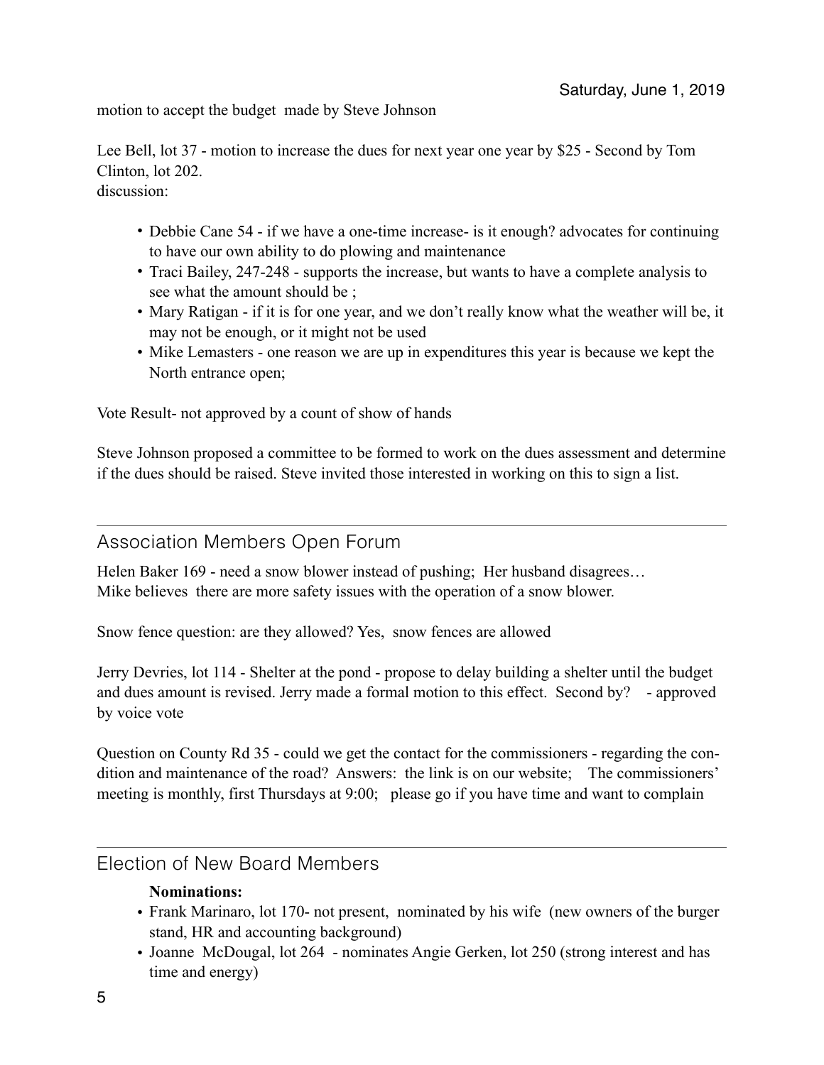motion to accept the budget made by Steve Johnson

Lee Bell, lot 37 - motion to increase the dues for next year one year by $25 - Second by Tom Clinton, lot 202.
discussion:

- Debbie Cane 54 - if we have a one-time increase- is it enough? advocates for continuing to have our own ability to do plowing and maintenance
- Traci Bailey, 247-248 - supports the increase, but wants to have a complete analysis to see what the amount should be ;
- Mary Ratigan - if it is for one year, and we don't really know what the weather will be, it may not be enough, or it might not be used
- Mike Lemasters - one reason we are up in expenditures this year is because we kept the North entrance open;

Vote Result- not approved by a count of show of hands

Steve Johnson proposed a committee to be formed to work on the dues assessment and determine if the dues should be raised. Steve invited those interested in working on this to sign a list.

## Association Members Open Forum

Helen Baker 169 - need a snow blower instead of pushing; Her husband disagrees…
Mike believes there are more safety issues with the operation of a snow blower.

Snow fence question: are they allowed? Yes, snow fences are allowed

Jerry Devries, lot 114 - Shelter at the pond - propose to delay building a shelter until the budget and dues amount is revised. Jerry made a formal motion to this effect. Second by? - approved by voice vote

Question on County Rd 35 - could we get the contact for the commissioners - regarding the condition and maintenance of the road? Answers: the link is on our website; The commissioners' meeting is monthly, first Thursdays at 9:00; please go if you have time and want to complain

## Election of New Board Members

**Nominations:**

- Frank Marinaro, lot 170- not present, nominated by his wife (new owners of the burger stand, HR and accounting background)
- Joanne McDougal, lot 264 - nominates Angie Gerken, lot 250 (strong interest and has time and energy)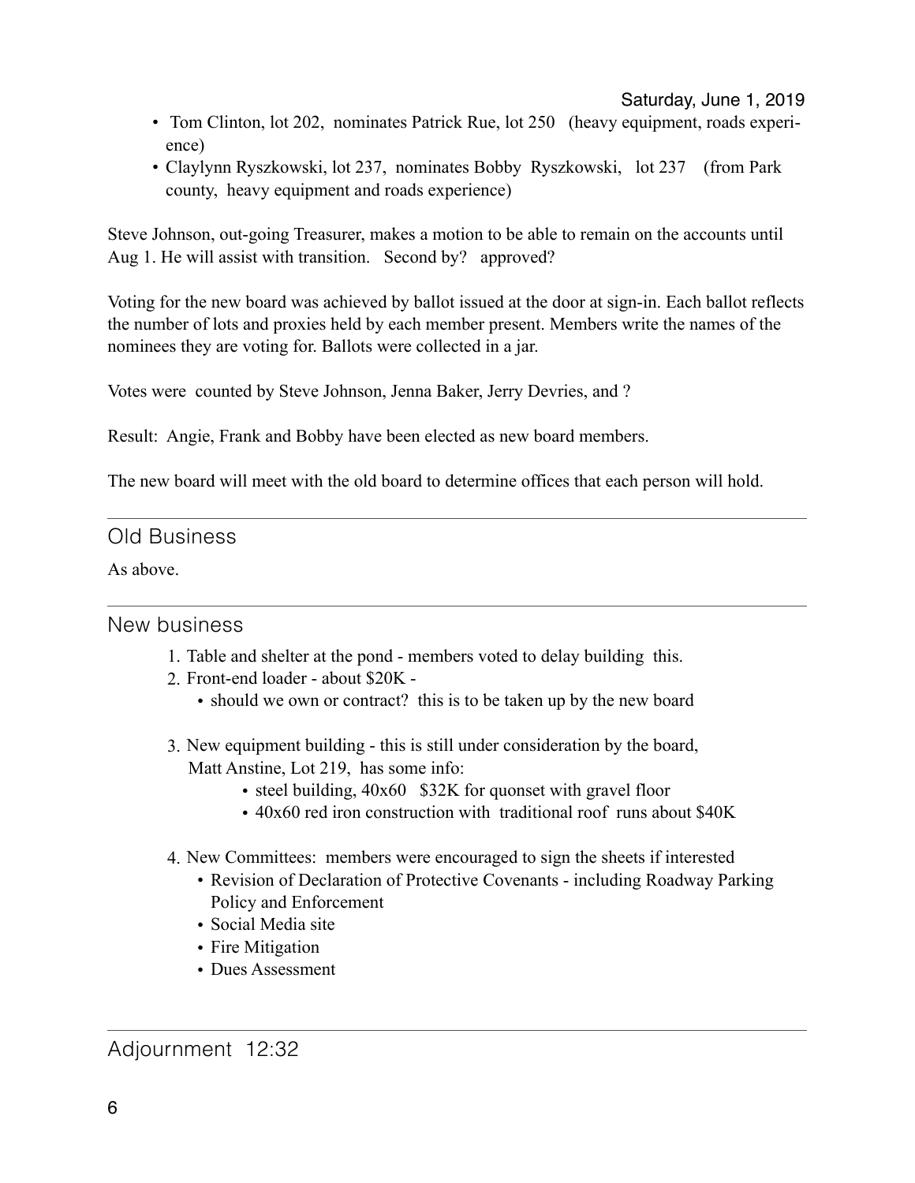Saturday, June 1, 2019

- Tom Clinton, lot 202, nominates Patrick Rue, lot 250 (heavy equipment, roads experience)
- Claylynn Ryszkowski, lot 237, nominates Bobby Ryszkowski, lot 237 (from Park county, heavy equipment and roads experience)

Steve Johnson, out-going Treasurer, makes a motion to be able to remain on the accounts until Aug 1. He will assist with transition. Second by? approved?

Voting for the new board was achieved by ballot issued at the door at sign-in. Each ballot reflects the number of lots and proxies held by each member present. Members write the names of the nominees they are voting for. Ballots were collected in a jar.

Votes were counted by Steve Johnson, Jenna Baker, Jerry Devries, and ?

Result: Angie, Frank and Bobby have been elected as new board members.

The new board will meet with the old board to determine offices that each person will hold.

## Old Business

As above.

## New business

1. Table and shelter at the pond - members voted to delay building this.
2. Front-end loader - about $20K -
   - should we own or contract? this is to be taken up by the new board
3. New equipment building - this is still under consideration by the board, Matt Anstine, Lot 219, has some info:
   - steel building, 40x60 $32K for quonset with gravel floor
   - 40x60 red iron construction with traditional roof runs about $40K
4. New Committees: members were encouraged to sign the sheets if interested
   - Revision of Declaration of Protective Covenants - including Roadway Parking Policy and Enforcement
   - Social Media site
   - Fire Mitigation
   - Dues Assessment

## Adjournment 12:32